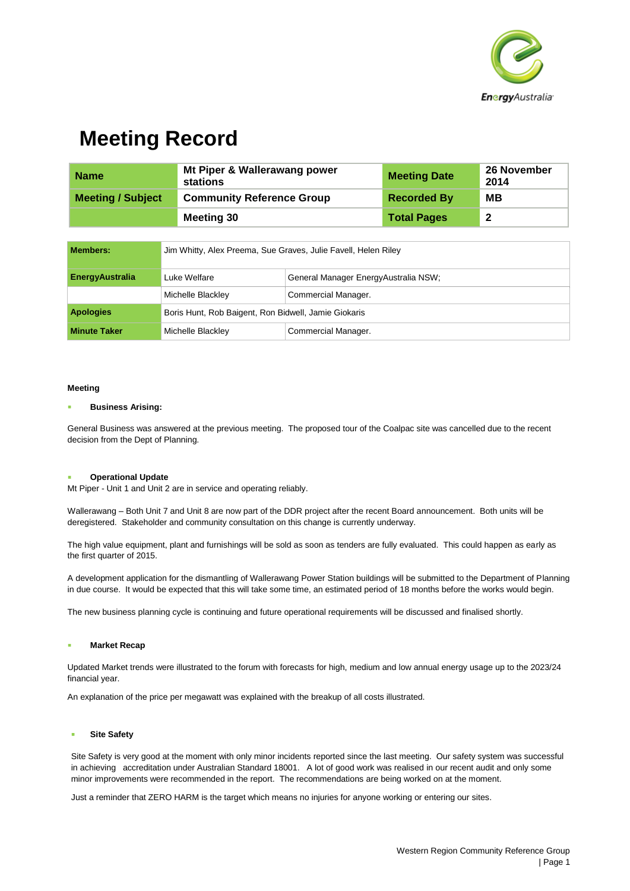# Meeting Record

| Name | Mt Piper & Wallerawang power stations | Meeting Date | 26 November 2014 |
|---|---|---|---|
| Meeting / Subject | Community Reference Group | Recorded By | MB |
| | Meeting 30 | Total Pages | 2 |

| Members: | Jim Whitty, Alex Preema, Sue Graves, Julie Favell, Helen Riley | |
|---|---|---|
| EnergyAustralia | Luke Welfare | General Manager EnergyAustralia NSW; |
| | Michelle Blackley | Commercial Manager. |
| Apologies | Boris Hunt, Rob Baigent, Ron Bidwell, Jamie Giokaris | |
| Minute Taker | Michelle Blackley | Commercial Manager. |

**Meeting**

- **Business Arising:**

General Business was answered at the previous meeting. The proposed tour of the Coalpac site was cancelled due to the recent decision from the Dept of Planning.

- **Operational Update**

Mt Piper - Unit 1 and Unit 2 are in service and operating reliably.

Wallerawang – Both Unit 7 and Unit 8 are now part of the DDR project after the recent Board announcement. Both units will be deregistered. Stakeholder and community consultation on this change is currently underway.

The high value equipment, plant and furnishings will be sold as soon as tenders are fully evaluated. This could happen as early as the first quarter of 2015.

A development application for the dismantling of Wallerawang Power Station buildings will be submitted to the Department of Planning in due course. It would be expected that this will take some time, an estimated period of 18 months before the works would begin.

The new business planning cycle is continuing and future operational requirements will be discussed and finalised shortly.

- **Market Recap**

Updated Market trends were illustrated to the forum with forecasts for high, medium and low annual energy usage up to the 2023/24 financial year.

An explanation of the price per megawatt was explained with the breakup of all costs illustrated.

- **Site Safety**

Site Safety is very good at the moment with only minor incidents reported since the last meeting. Our safety system was successful in achieving accreditation under Australian Standard 18001. A lot of good work was realised in our recent audit and only some minor improvements were recommended in the report. The recommendations are being worked on at the moment.

Just a reminder that ZERO HARM is the target which means no injuries for anyone working or entering our sites.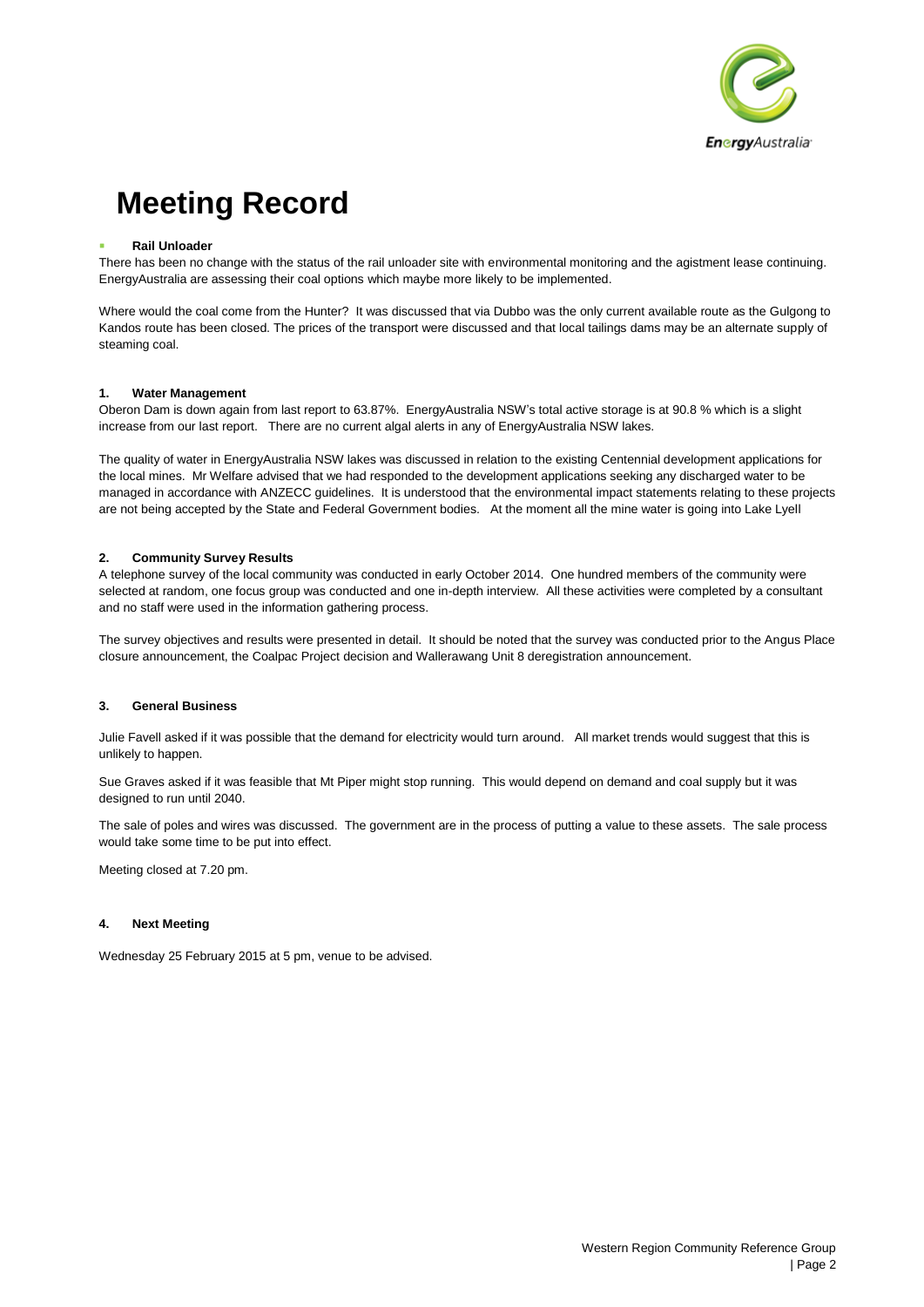# Meeting Record

- **Rail Unloader**

There has been no change with the status of the rail unloader site with environmental monitoring and the agistment lease continuing. EnergyAustralia are assessing their coal options which maybe more likely to be implemented.

Where would the coal come from the Hunter? It was discussed that via Dubbo was the only current available route as the Gulgong to Kandos route has been closed. The prices of the transport were discussed and that local tailings dams may be an alternate supply of steaming coal.

### 1. Water Management

Oberon Dam is down again from last report to 63.87%. EnergyAustralia NSW's total active storage is at 90.8 % which is a slight increase from our last report. There are no current algal alerts in any of EnergyAustralia NSW lakes.

The quality of water in EnergyAustralia NSW lakes was discussed in relation to the existing Centennial development applications for the local mines. Mr Welfare advised that we had responded to the development applications seeking any discharged water to be managed in accordance with ANZECC guidelines. It is understood that the environmental impact statements relating to these projects are not being accepted by the State and Federal Government bodies. At the moment all the mine water is going into Lake Lyell

### 2. Community Survey Results

A telephone survey of the local community was conducted in early October 2014. One hundred members of the community were selected at random, one focus group was conducted and one in-depth interview. All these activities were completed by a consultant and no staff were used in the information gathering process.

The survey objectives and results were presented in detail. It should be noted that the survey was conducted prior to the Angus Place closure announcement, the Coalpac Project decision and Wallerawang Unit 8 deregistration announcement.

### 3. General Business

Julie Favell asked if it was possible that the demand for electricity would turn around. All market trends would suggest that this is unlikely to happen.

Sue Graves asked if it was feasible that Mt Piper might stop running. This would depend on demand and coal supply but it was designed to run until 2040.

The sale of poles and wires was discussed. The government are in the process of putting a value to these assets. The sale process would take some time to be put into effect.

Meeting closed at 7.20 pm.

### 4. Next Meeting

Wednesday 25 February 2015 at 5 pm, venue to be advised.